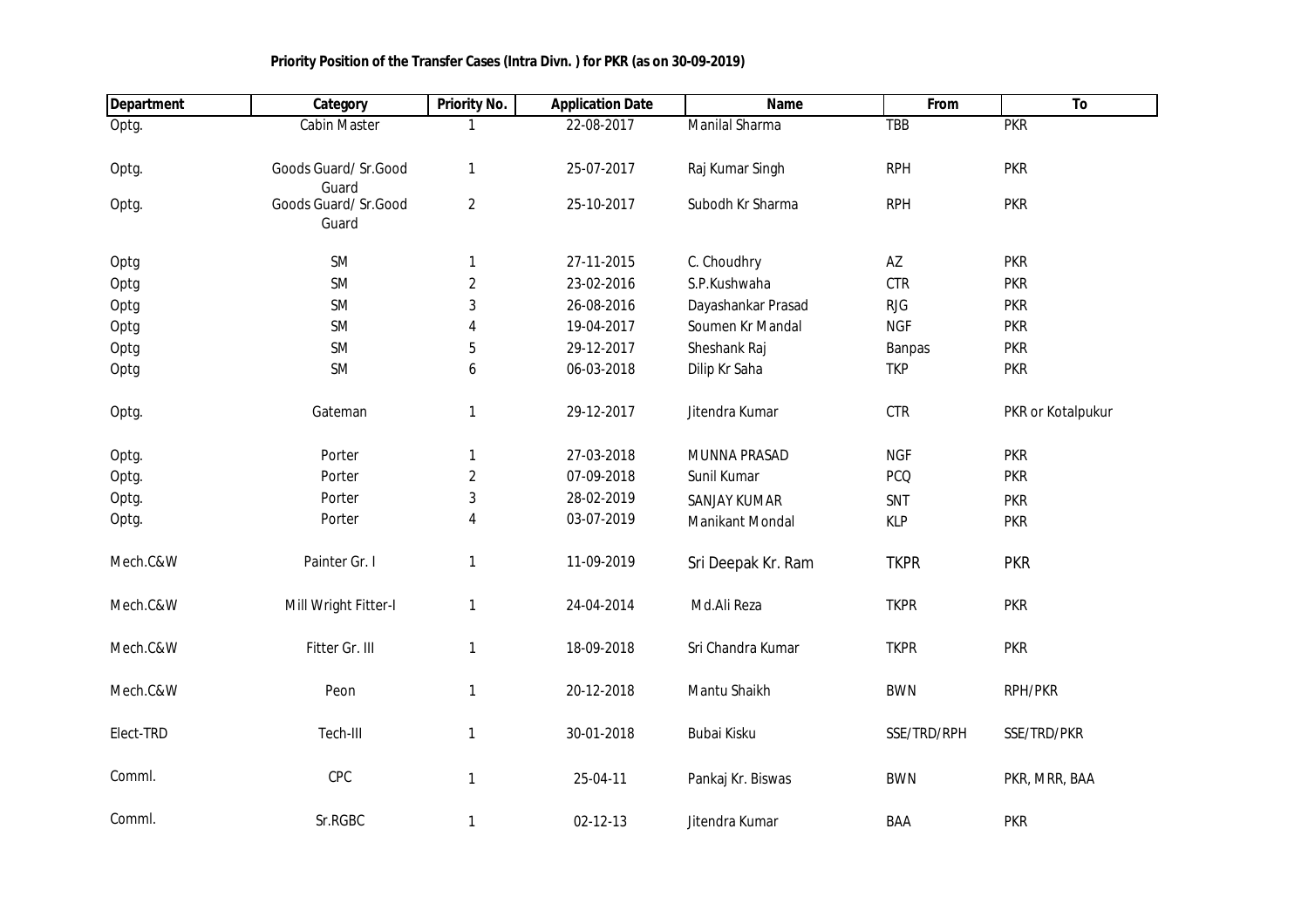**Priority Position of the Transfer Cases (Intra Divn. ) for PKR (as on 30-09-2019)**

| Department | Category | Priority No. | Application Date | Name | From | To |
|---|---|---|---|---|---|---|
| Optg. | Cabin Master | 1 | 22-08-2017 | Manilal Sharma | TBB | PKR |
| Optg. | Goods Guard/ Sr.Good Guard | 1 | 25-07-2017 | Raj Kumar Singh | RPH | PKR |
| Optg. | Goods Guard/ Sr.Good Guard | 2 | 25-10-2017 | Subodh Kr Sharma | RPH | PKR |
| Optg | SM | 1 | 27-11-2015 | C. Choudhry | AZ | PKR |
| Optg | SM | 2 | 23-02-2016 | S.P.Kushwaha | CTR | PKR |
| Optg | SM | 3 | 26-08-2016 | Dayashankar Prasad | RJG | PKR |
| Optg | SM | 4 | 19-04-2017 | Soumen Kr Mandal | NGF | PKR |
| Optg | SM | 5 | 29-12-2017 | Sheshank Raj | Banpas | PKR |
| Optg | SM | 6 | 06-03-2018 | Dilip Kr Saha | TKP | PKR |
| Optg. | Gateman | 1 | 29-12-2017 | Jitendra Kumar | CTR | PKR or Kotalpukur |
| Optg. | Porter | 1 | 27-03-2018 | MUNNA PRASAD | NGF | PKR |
| Optg. | Porter | 2 | 07-09-2018 | Sunil Kumar | PCQ | PKR |
| Optg. | Porter | 3 | 28-02-2019 | SANJAY KUMAR | SNT | PKR |
| Optg. | Porter | 4 | 03-07-2019 | Manikant Mondal | KLP | PKR |
| Mech.C&W | Painter Gr. I | 1 | 11-09-2019 | Sri Deepak Kr. Ram | TKPR | PKR |
| Mech.C&W | Mill Wright Fitter-I | 1 | 24-04-2014 | Md.Ali Reza | TKPR | PKR |
| Mech.C&W | Fitter Gr. III | 1 | 18-09-2018 | Sri Chandra Kumar | TKPR | PKR |
| Mech.C&W | Peon | 1 | 20-12-2018 | Mantu Shaikh | BWN | RPH/PKR |
| Elect-TRD | Tech-III | 1 | 30-01-2018 | Bubai Kisku | SSE/TRD/RPH | SSE/TRD/PKR |
| Comml. | CPC | 1 | 25-04-11 | Pankaj Kr. Biswas | BWN | PKR, MRR, BAA |
| Comml. | Sr.RGBC | 1 | 02-12-13 | Jitendra Kumar | BAA | PKR |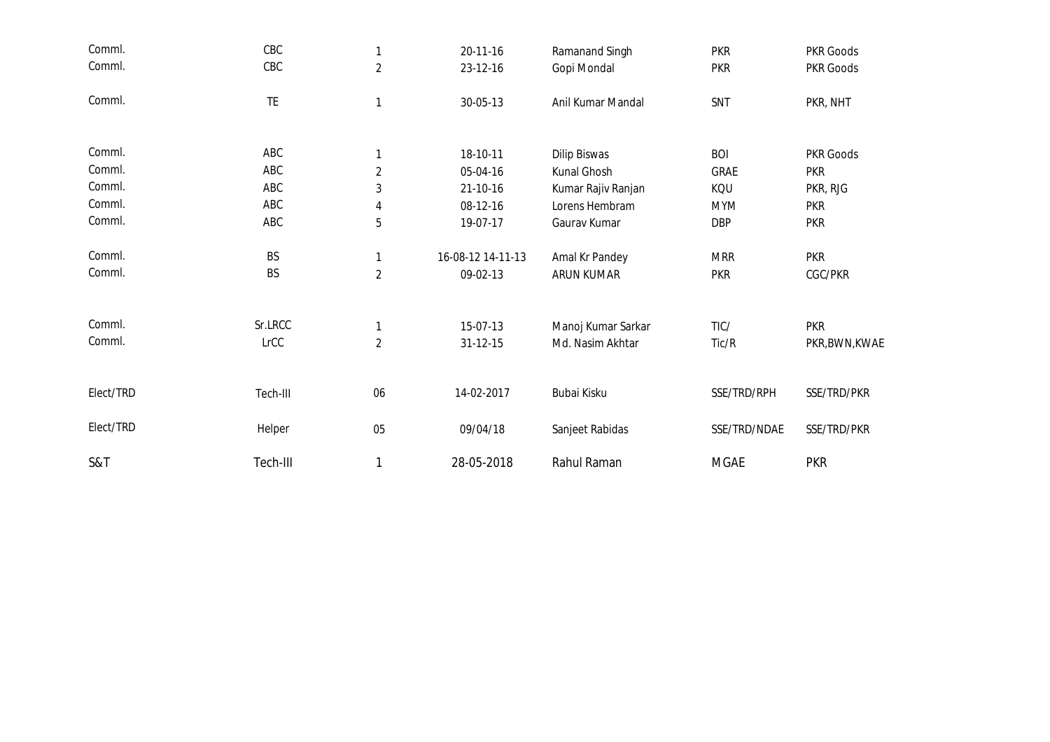| | | | | | | |
|---|---|---|---|---|---|---|
| Comml. | CBC | 1 | 20-11-16 | Ramanand Singh | PKR | PKR Goods |
| Comml. | CBC | 2 | 23-12-16 | Gopi Mondal | PKR | PKR Goods |
| Comml. | TE | 1 | 30-05-13 | Anil Kumar Mandal | SNT | PKR, NHT |
| Comml. | ABC | 1 | 18-10-11 | Dilip Biswas | BOI | PKR Goods |
| Comml. | ABC | 2 | 05-04-16 | Kunal Ghosh | GRAE | PKR |
| Comml. | ABC | 3 | 21-10-16 | Kumar Rajiv Ranjan | KQU | PKR, RJG |
| Comml. | ABC | 4 | 08-12-16 | Lorens Hembram | MYM | PKR |
| Comml. | ABC | 5 | 19-07-17 | Gaurav Kumar | DBP | PKR |
| Comml. | BS | 1 | 16-08-12 14-11-13 | Amal Kr Pandey | MRR | PKR |
| Comml. | BS | 2 | 09-02-13 | ARUN KUMAR | PKR | CGC/PKR |
| Comml. | Sr.LRCC | 1 | 15-07-13 | Manoj Kumar Sarkar | TIC/ | PKR |
| Comml. | LrCC | 2 | 31-12-15 | Md. Nasim Akhtar | Tic/R | PKR,BWN,KWAE |
| Elect/TRD | Tech-III | 06 | 14-02-2017 | Bubai Kisku | SSE/TRD/RPH | SSE/TRD/PKR |
| Elect/TRD | Helper | 05 | 09/04/18 | Sanjeet Rabidas | SSE/TRD/NDAE | SSE/TRD/PKR |
| S&T | Tech-III | 1 | 28-05-2018 | Rahul Raman | MGAE | PKR |